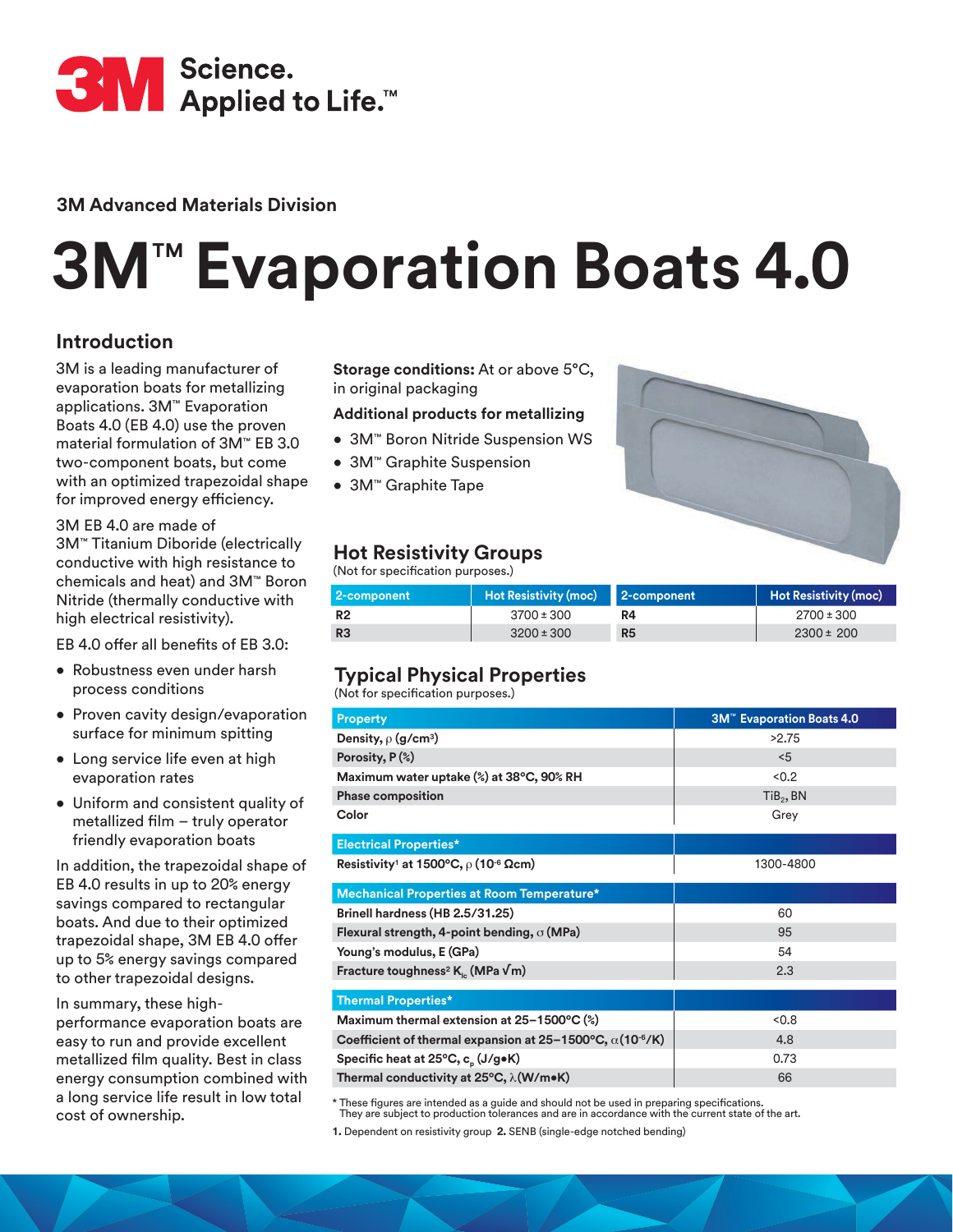3M Science. Applied to Life.™

3M Advanced Materials Division

# 3M™ Evaporation Boats 4.0

## Introduction

3M is a leading manufacturer of evaporation boats for metallizing applications. 3M™ Evaporation Boats 4.0 (EB 4.0) use the proven material formulation of 3M™ EB 3.0 two-component boats, but come with an optimized trapezoidal shape for improved energy efficiency.

3M EB 4.0 are made of 3M™ Titanium Diboride (electrically conductive with high resistance to chemicals and heat) and 3M™ Boron Nitride (thermally conductive with high electrical resistivity).

EB 4.0 offer all benefits of EB 3.0:

- Robustness even under harsh process conditions
- Proven cavity design/evaporation surface for minimum spitting
- Long service life even at high evaporation rates
- Uniform and consistent quality of metallized film – truly operator friendly evaporation boats

In addition, the trapezoidal shape of EB 4.0 results in up to 20% energy savings compared to rectangular boats. And due to their optimized trapezoidal shape, 3M EB 4.0 offer up to 5% energy savings compared to other trapezoidal designs.

In summary, these high-performance evaporation boats are easy to run and provide excellent metallized film quality. Best in class energy consumption combined with a long service life result in low total cost of ownership.

**Storage conditions:** At or above 5°C, in original packaging

**Additional products for metallizing**

- 3M™ Boron Nitride Suspension WS
- 3M™ Graphite Suspension
- 3M™ Graphite Tape

## Hot Resistivity Groups

(Not for specification purposes.)

| 2-component | Hot Resistivity (moc) | 2-component | Hot Resistivity (moc) |
|---|---|---|---|
| R2 | 3700 ± 300 | R4 | 2700 ± 300 |
| R3 | 3200 ± 300 | R5 | 2300 ± 200 |

## Typical Physical Properties

(Not for specification purposes.)

| Property | 3M™ Evaporation Boats 4.0 |
|---|---|
| Density, $\rho$ (g/cm³) | >2.75 |
| Porosity, P (%) | <5 |
| Maximum water uptake (%) at 38°C, 90% RH | <0.2 |
| Phase composition | $TiB_2$, BN |
| Color | Grey |
| **Electrical Properties*** | |
| Resistivity[1] at 1500°C, $\rho$ ($10^{-6}$ Ωcm) | 1300-4800 |
| **Mechanical Properties at Room Temperature*** | |
| Brinell hardness (HB 2.5/31.25) | 60 |
| Flexural strength, 4-point bending, $\sigma$ (MPa) | 95 |
| Young's modulus, E (GPa) | 54 |
| Fracture toughness[2] $K_{Ic}$ (MPa √m) | 2.3 |
| **Thermal Properties*** | |
| Maximum thermal extension at 25–1500°C (%) | <0.8 |
| Coefficient of thermal expansion at 25–1500°C, $\alpha$ ($10^{-6}$/K) | 4.8 |
| Specific heat at 25°C, $c_p$ (J/g•K) | 0.73 |
| Thermal conductivity at 25°C, $\lambda$ (W/m•K) | 66 |

\* These figures are intended as a guide and should not be used in preparing specifications. They are subject to production tolerances and are in accordance with the current state of the art.

**1.** Dependent on resistivity group **2.** SENB (single-edge notched bending)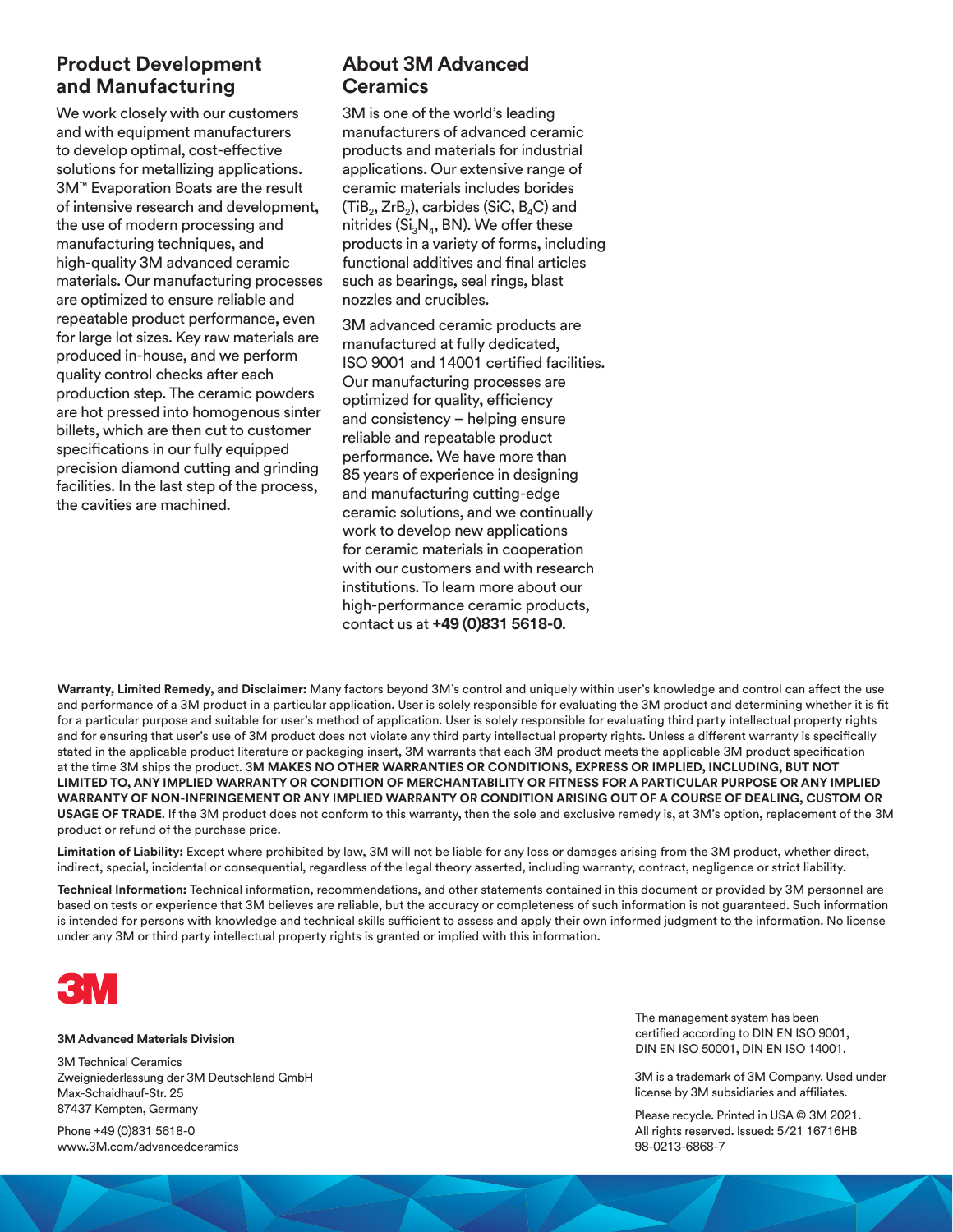## Product Development and Manufacturing

We work closely with our customers and with equipment manufacturers to develop optimal, cost-effective solutions for metallizing applications. 3M™ Evaporation Boats are the result of intensive research and development, the use of modern processing and manufacturing techniques, and high-quality 3M advanced ceramic materials. Our manufacturing processes are optimized to ensure reliable and repeatable product performance, even for large lot sizes. Key raw materials are produced in-house, and we perform quality control checks after each production step. The ceramic powders are hot pressed into homogenous sinter billets, which are then cut to customer specifications in our fully equipped precision diamond cutting and grinding facilities. In the last step of the process, the cavities are machined.

## About 3M Advanced Ceramics

3M is one of the world's leading manufacturers of advanced ceramic products and materials for industrial applications. Our extensive range of ceramic materials includes borides ($TiB_2$, $ZrB_2$), carbides (SiC, $B_4C$) and nitrides ($Si_3N_4$, BN). We offer these products in a variety of forms, including functional additives and final articles such as bearings, seal rings, blast nozzles and crucibles.

3M advanced ceramic products are manufactured at fully dedicated, ISO 9001 and 14001 certified facilities. Our manufacturing processes are optimized for quality, efficiency and consistency – helping ensure reliable and repeatable product performance. We have more than 85 years of experience in designing and manufacturing cutting-edge ceramic solutions, and we continually work to develop new applications for ceramic materials in cooperation with our customers and with research institutions. To learn more about our high-performance ceramic products, contact us at **+49 (0)831 5618-0**.

**Warranty, Limited Remedy, and Disclaimer:** Many factors beyond 3M's control and uniquely within user's knowledge and control can affect the use and performance of a 3M product in a particular application. User is solely responsible for evaluating the 3M product and determining whether it is fit for a particular purpose and suitable for user's method of application. User is solely responsible for evaluating third party intellectual property rights and for ensuring that user's use of 3M product does not violate any third party intellectual property rights. Unless a different warranty is specifically stated in the applicable product literature or packaging insert, 3M warrants that each 3M product meets the applicable 3M product specification at the time 3M ships the product. **3M MAKES NO OTHER WARRANTIES OR CONDITIONS, EXPRESS OR IMPLIED, INCLUDING, BUT NOT LIMITED TO, ANY IMPLIED WARRANTY OR CONDITION OF MERCHANTABILITY OR FITNESS FOR A PARTICULAR PURPOSE OR ANY IMPLIED WARRANTY OF NON-INFRINGEMENT OR ANY IMPLIED WARRANTY OR CONDITION ARISING OUT OF A COURSE OF DEALING, CUSTOM OR USAGE OF TRADE.** If the 3M product does not conform to this warranty, then the sole and exclusive remedy is, at 3M's option, replacement of the 3M product or refund of the purchase price.

**Limitation of Liability:** Except where prohibited by law, 3M will not be liable for any loss or damages arising from the 3M product, whether direct, indirect, special, incidental or consequential, regardless of the legal theory asserted, including warranty, contract, negligence or strict liability.

**Technical Information:** Technical information, recommendations, and other statements contained in this document or provided by 3M personnel are based on tests or experience that 3M believes are reliable, but the accuracy or completeness of such information is not guaranteed. Such information is intended for persons with knowledge and technical skills sufficient to assess and apply their own informed judgment to the information. No license under any 3M or third party intellectual property rights is granted or implied with this information.

3M

**3M Advanced Materials Division**

3M Technical Ceramics
Zweigniederlassung der 3M Deutschland GmbH
Max-Schaidhauf-Str. 25
87437 Kempten, Germany

Phone +49 (0)831 5618-0
www.3M.com/advancedceramics

The management system has been certified according to DIN EN ISO 9001, DIN EN ISO 50001, DIN EN ISO 14001.

3M is a trademark of 3M Company. Used under license by 3M subsidiaries and affiliates.

Please recycle. Printed in USA © 3M 2021. All rights reserved. Issued: 5/21 16716HB
98-0213-6868-7